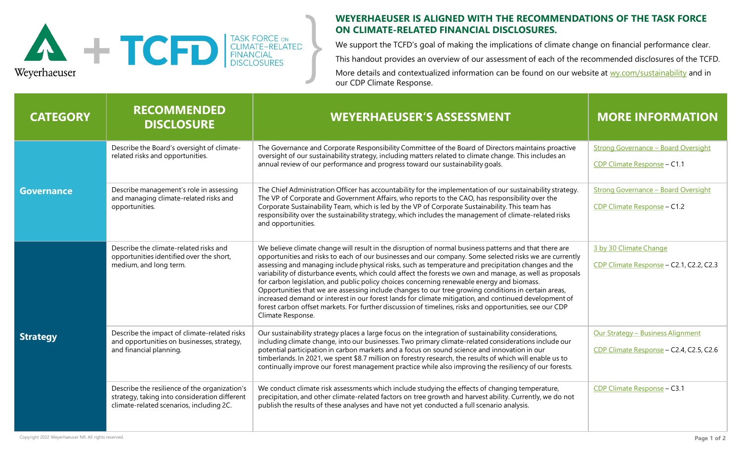Weyerhaeuser + TCFD TASK FORCE ON CLIMATE-RELATED FINANCIAL DISCLOSURES

## WEYERHAEUSER IS ALIGNED WITH THE RECOMMENDATIONS OF THE TASK FORCE ON CLIMATE-RELATED FINANCIAL DISCLOSURES.

We support the TCFD's goal of making the implications of climate change on financial performance clear.

This handout provides an overview of our assessment of each of the recommended disclosures of the TCFD.

More details and contextualized information can be found on our website at wy.com/sustainability and in our CDP Climate Response.

| CATEGORY | RECOMMENDED DISCLOSURE | WEYERHAEUSER'S ASSESSMENT | MORE INFORMATION |
|---|---|---|---|
| **Governance** | Describe the Board's oversight of climate-related risks and opportunities. | The Governance and Corporate Responsibility Committee of the Board of Directors maintains proactive oversight of our sustainability strategy, including matters related to climate change. This includes an annual review of our performance and progress toward our sustainability goals. | Strong Governance – Board Oversight<br>CDP Climate Response – C1.1 |
| | Describe management's role in assessing and managing climate-related risks and opportunities. | The Chief Administration Officer has accountability for the implementation of our sustainability strategy. The VP of Corporate and Government Affairs, who reports to the CAO, has responsibility over the Corporate Sustainability Team, which is led by the VP of Corporate Sustainability. This team has responsibility over the sustainability strategy, which includes the management of climate-related risks and opportunities. | Strong Governance – Board Oversight<br>CDP Climate Response – C1.2 |
| **Strategy** | Describe the climate-related risks and opportunities identified over the short, medium, and long term. | We believe climate change will result in the disruption of normal business patterns and that there are opportunities and risks to each of our businesses and our company. Some selected risks we are currently assessing and managing include physical risks, such as temperature and precipitation changes and the variability of disturbance events, which could affect the forests we own and manage, as well as proposals for carbon legislation, and public policy choices concerning renewable energy and biomass. Opportunities that we are assessing include changes to our tree growing conditions in certain areas, increased demand or interest in our forest lands for climate mitigation, and continued development of forest carbon offset markets. For further discussion of timelines, risks and opportunities, see our CDP Climate Response. | 3 by 30 Climate Change<br>CDP Climate Response – C2.1, C2.2, C2.3 |
| | Describe the impact of climate-related risks and opportunities on businesses, strategy, and financial planning. | Our sustainability strategy places a large focus on the integration of sustainability considerations, including climate change, into our businesses. Two primary climate-related considerations include our potential participation in carbon markets and a focus on sound science and innovation in our timberlands. In 2021, we spent $8.7 million on forestry research, the results of which will enable us to continually improve our forest management practice while also improving the resiliency of our forests. | Our Strategy – Business Alignment<br>CDP Climate Response – C2.4, C2.5, C2.6 |
| | Describe the resilience of the organization's strategy, taking into consideration different climate-related scenarios, including 2C. | We conduct climate risk assessments which include studying the effects of changing temperature, precipitation, and other climate-related factors on tree growth and harvest ability. Currently, we do not publish the results of these analyses and have not yet conducted a full scenario analysis. | CDP Climate Response – C3.1 |

Copyright 2022 Weyerhaeuser NR. All rights reserved.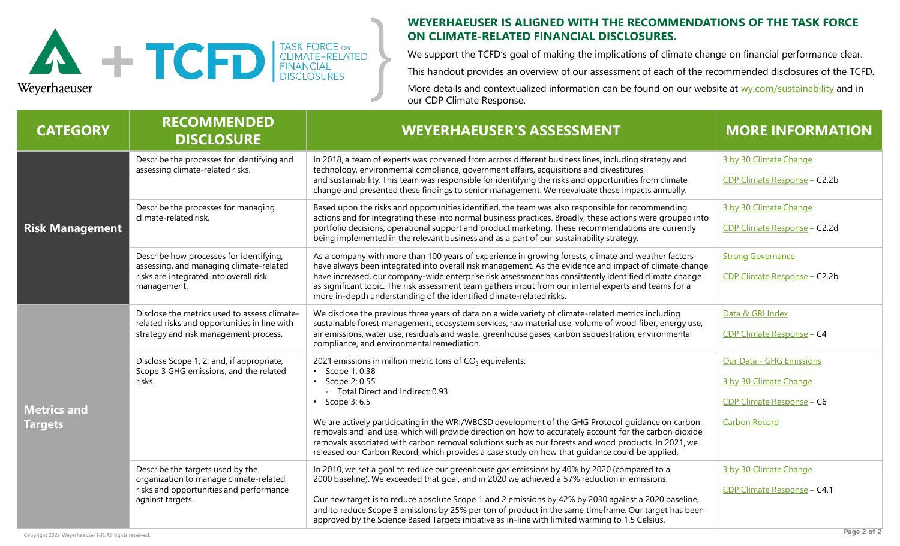Weyerhaeuser + TCFD TASK FORCE ON CLIMATE-RELATED FINANCIAL DISCLOSURES

## WEYERHAEUSER IS ALIGNED WITH THE RECOMMENDATIONS OF THE TASK FORCE ON CLIMATE-RELATED FINANCIAL DISCLOSURES.

We support the TCFD's goal of making the implications of climate change on financial performance clear.

This handout provides an overview of our assessment of each of the recommended disclosures of the TCFD.

More details and contextualized information can be found on our website at wy.com/sustainability and in our CDP Climate Response.

| CATEGORY | RECOMMENDED DISCLOSURE | WEYERHAEUSER'S ASSESSMENT | MORE INFORMATION |
|---|---|---|---|
| **Risk Management** | Describe the processes for identifying and assessing climate-related risks. | In 2018, a team of experts was convened from across different business lines, including strategy and technology, environmental compliance, government affairs, acquisitions and divestitures, and sustainability. This team was responsible for identifying the risks and opportunities from climate change and presented these findings to senior management. We reevaluate these impacts annually. | 3 by 30 Climate Change<br>CDP Climate Response – C2.2b |
| | Describe the processes for managing climate-related risk. | Based upon the risks and opportunities identified, the team was also responsible for recommending actions and for integrating these into normal business practices. Broadly, these actions were grouped into portfolio decisions, operational support and product marketing. These recommendations are currently being implemented in the relevant business and as a part of our sustainability strategy. | 3 by 30 Climate Change<br>CDP Climate Response – C2.2d |
| | Describe how processes for identifying, assessing, and managing climate-related risks are integrated into overall risk management. | As a company with more than 100 years of experience in growing forests, climate and weather factors have always been integrated into overall risk management. As the evidence and impact of climate change have increased, our company-wide enterprise risk assessment has consistently identified climate change as significant topic. The risk assessment team gathers input from our internal experts and teams for a more in-depth understanding of the identified climate-related risks. | Strong Governance<br>CDP Climate Response – C2.2b |
| **Metrics and Targets** | Disclose the metrics used to assess climate-related risks and opportunities in line with strategy and risk management process. | We disclose the previous three years of data on a wide variety of climate-related metrics including sustainable forest management, ecosystem services, raw material use, volume of wood fiber, energy use, air emissions, water use, residuals and waste, greenhouse gases, carbon sequestration, environmental compliance, and environmental remediation. | Data & GRI Index<br>CDP Climate Response – C4 |
| | Disclose Scope 1, 2, and, if appropriate, Scope 3 GHG emissions, and the related risks. | 2021 emissions in million metric tons of $CO_2$ equivalents:<br>• Scope 1: 0.38<br>• Scope 2: 0.55<br>  - Total Direct and Indirect: 0.93<br>• Scope 3: 6.5<br><br>We are actively participating in the WRI/WBCSD development of the GHG Protocol guidance on carbon removals and land use, which will provide direction on how to accurately account for the carbon dioxide removals associated with carbon removal solutions such as our forests and wood products. In 2021, we released our Carbon Record, which provides a case study on how that guidance could be applied. | Our Data - GHG Emissions<br>3 by 30 Climate Change<br>CDP Climate Response – C6<br>Carbon Record |
| | Describe the targets used by the organization to manage climate-related risks and opportunities and performance against targets. | In 2010, we set a goal to reduce our greenhouse gas emissions by 40% by 2020 (compared to a 2000 baseline). We exceeded that goal, and in 2020 we achieved a 57% reduction in emissions.<br><br>Our new target is to reduce absolute Scope 1 and 2 emissions by 42% by 2030 against a 2020 baseline, and to reduce Scope 3 emissions by 25% per ton of product in the same timeframe. Our target has been approved by the Science Based Targets initiative as in-line with limited warming to 1.5 Celsius. | 3 by 30 Climate Change<br>CDP Climate Response – C4.1 |

Copyright 2022 Weyerhaeuser NR. All rights reserved.